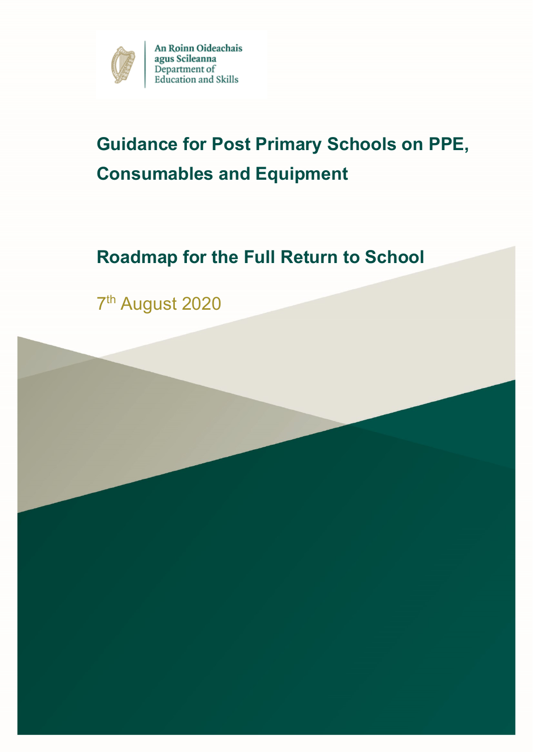An Roinn Oideachais agus Scileanna
Department of Education and Skills

# Guidance for Post Primary Schools on PPE, Consumables and Equipment

## Roadmap for the Full Return to School

7th August 2020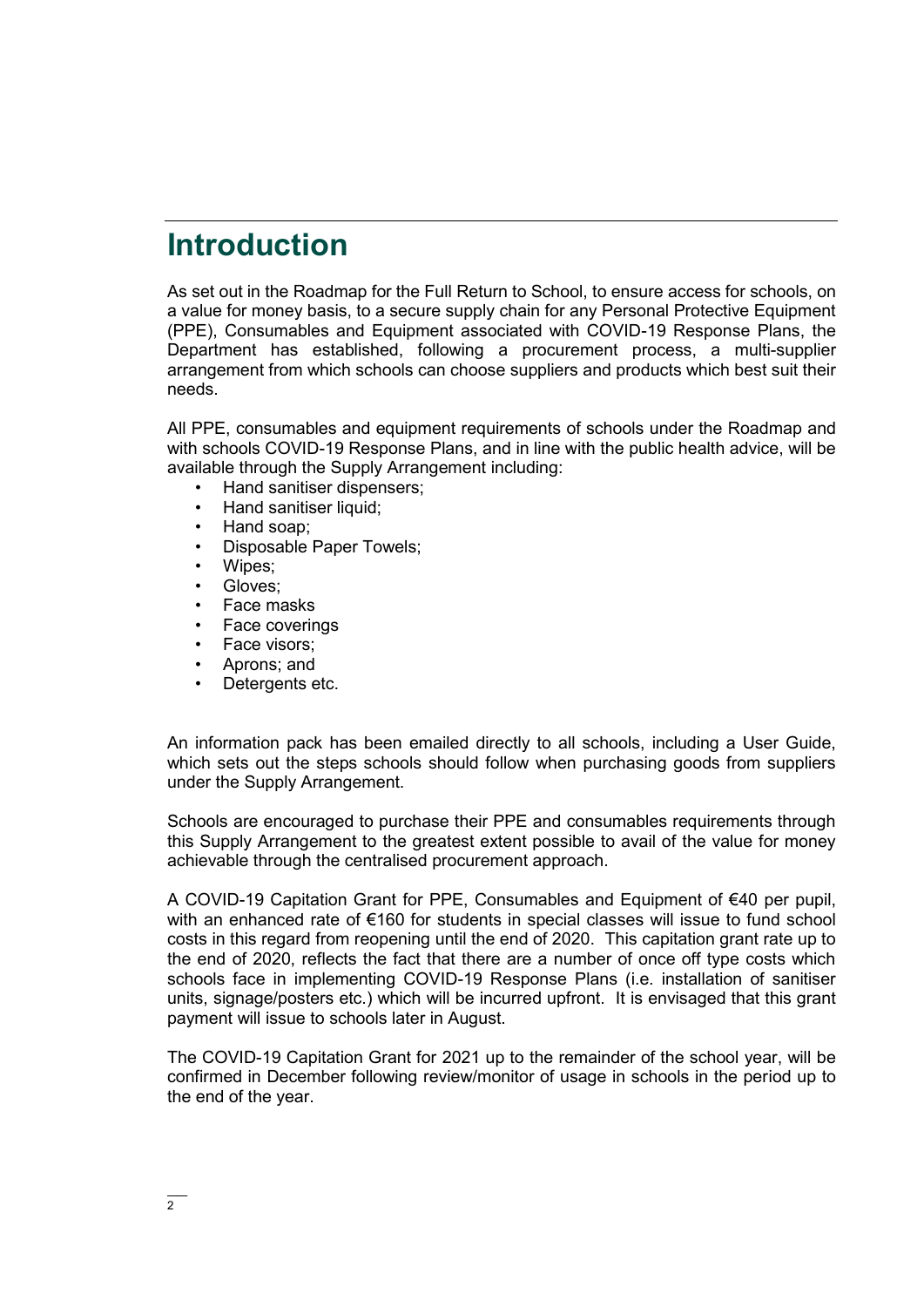# Introduction

As set out in the Roadmap for the Full Return to School, to ensure access for schools, on a value for money basis, to a secure supply chain for any Personal Protective Equipment (PPE), Consumables and Equipment associated with COVID-19 Response Plans, the Department has established, following a procurement process, a multi-supplier arrangement from which schools can choose suppliers and products which best suit their needs.

All PPE, consumables and equipment requirements of schools under the Roadmap and with schools COVID-19 Response Plans, and in line with the public health advice, will be available through the Supply Arrangement including:

- Hand sanitiser dispensers;
- Hand sanitiser liquid;
- Hand soap;
- Disposable Paper Towels;
- Wipes;
- Gloves;
- Face masks
- Face coverings
- Face visors;
- Aprons; and
- Detergents etc.

An information pack has been emailed directly to all schools, including a User Guide, which sets out the steps schools should follow when purchasing goods from suppliers under the Supply Arrangement.

Schools are encouraged to purchase their PPE and consumables requirements through this Supply Arrangement to the greatest extent possible to avail of the value for money achievable through the centralised procurement approach.

A COVID-19 Capitation Grant for PPE, Consumables and Equipment of €40 per pupil, with an enhanced rate of €160 for students in special classes will issue to fund school costs in this regard from reopening until the end of 2020. This capitation grant rate up to the end of 2020, reflects the fact that there are a number of once off type costs which schools face in implementing COVID-19 Response Plans (i.e. installation of sanitiser units, signage/posters etc.) which will be incurred upfront. It is envisaged that this grant payment will issue to schools later in August.

The COVID-19 Capitation Grant for 2021 up to the remainder of the school year, will be confirmed in December following review/monitor of usage in schools in the period up to the end of the year.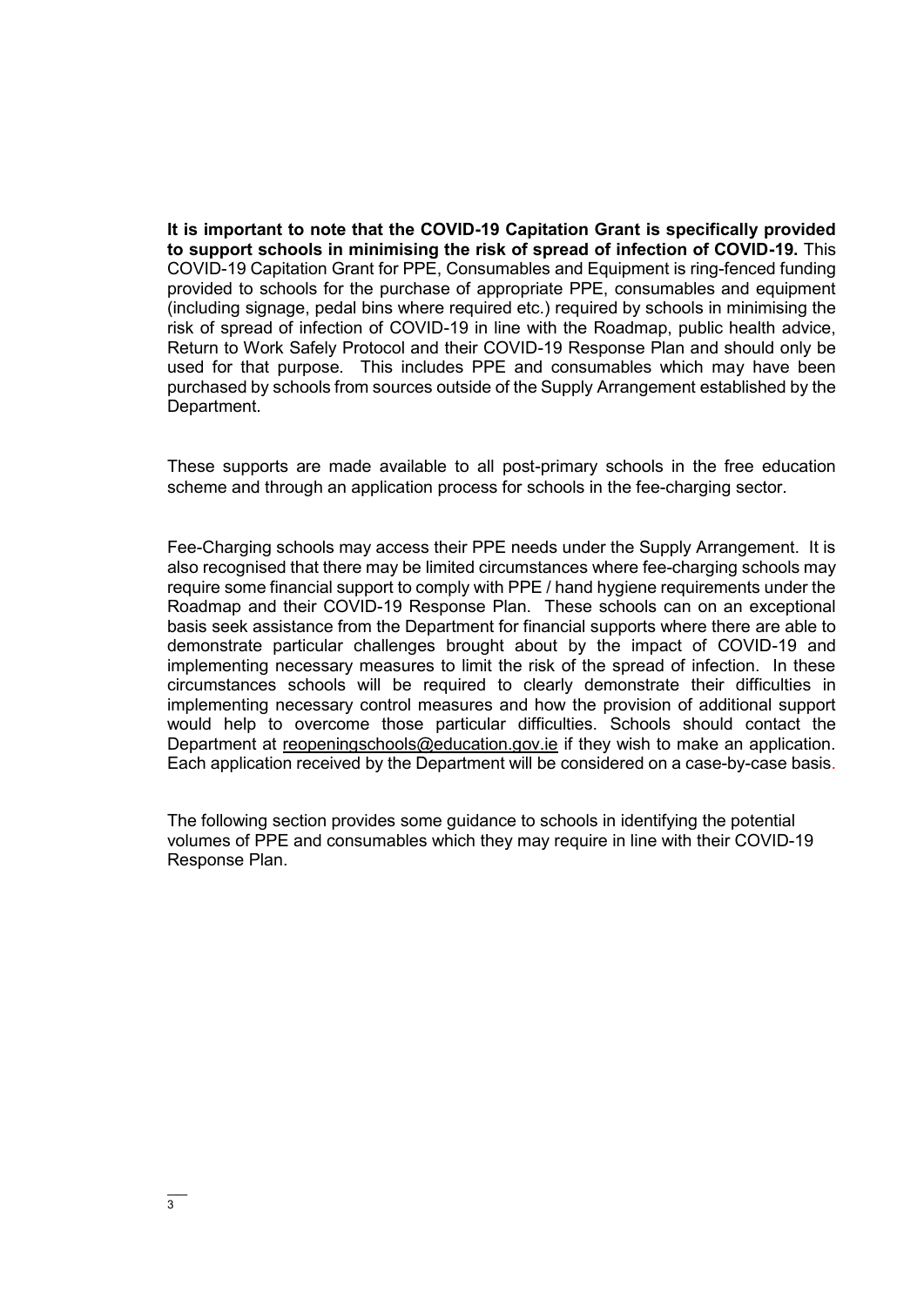**It is important to note that the COVID-19 Capitation Grant is specifically provided to support schools in minimising the risk of spread of infection of COVID-19.** This COVID-19 Capitation Grant for PPE, Consumables and Equipment is ring-fenced funding provided to schools for the purchase of appropriate PPE, consumables and equipment (including signage, pedal bins where required etc.) required by schools in minimising the risk of spread of infection of COVID-19 in line with the Roadmap, public health advice, Return to Work Safely Protocol and their COVID-19 Response Plan and should only be used for that purpose. This includes PPE and consumables which may have been purchased by schools from sources outside of the Supply Arrangement established by the Department.

These supports are made available to all post-primary schools in the free education scheme and through an application process for schools in the fee-charging sector.

Fee-Charging schools may access their PPE needs under the Supply Arrangement. It is also recognised that there may be limited circumstances where fee-charging schools may require some financial support to comply with PPE / hand hygiene requirements under the Roadmap and their COVID-19 Response Plan. These schools can on an exceptional basis seek assistance from the Department for financial supports where there are able to demonstrate particular challenges brought about by the impact of COVID-19 and implementing necessary measures to limit the risk of the spread of infection. In these circumstances schools will be required to clearly demonstrate their difficulties in implementing necessary control measures and how the provision of additional support would help to overcome those particular difficulties. Schools should contact the Department at reopeningschools@education.gov.ie if they wish to make an application. Each application received by the Department will be considered on a case-by-case basis.

The following section provides some guidance to schools in identifying the potential volumes of PPE and consumables which they may require in line with their COVID-19 Response Plan.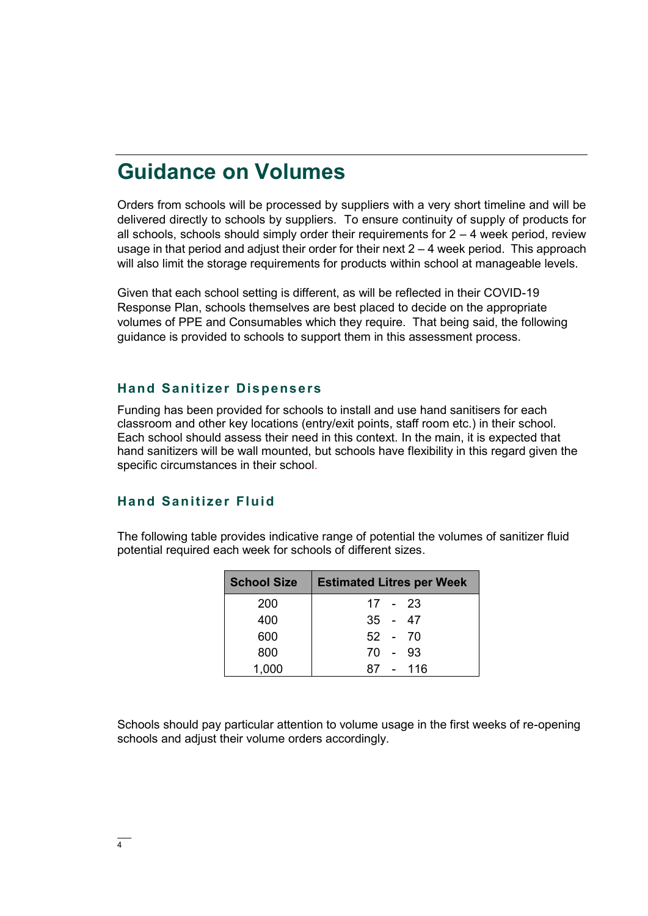## Guidance on Volumes

Orders from schools will be processed by suppliers with a very short timeline and will be delivered directly to schools by suppliers. To ensure continuity of supply of products for all schools, schools should simply order their requirements for 2 – 4 week period, review usage in that period and adjust their order for their next 2 – 4 week period. This approach will also limit the storage requirements for products within school at manageable levels.

Given that each school setting is different, as will be reflected in their COVID-19 Response Plan, schools themselves are best placed to decide on the appropriate volumes of PPE and Consumables which they require. That being said, the following guidance is provided to schools to support them in this assessment process.

### Hand Sanitizer Dispensers

Funding has been provided for schools to install and use hand sanitisers for each classroom and other key locations (entry/exit points, staff room etc.) in their school. Each school should assess their need in this context. In the main, it is expected that hand sanitizers will be wall mounted, but schools have flexibility in this regard given the specific circumstances in their school.

### Hand Sanitizer Fluid

The following table provides indicative range of potential the volumes of sanitizer fluid potential required each week for schools of different sizes.

| School Size | Estimated Litres per Week |
|---|---|
| 200 | 17 - 23 |
| 400 | 35 - 47 |
| 600 | 52 - 70 |
| 800 | 70 - 93 |
| 1,000 | 87 - 116 |

Schools should pay particular attention to volume usage in the first weeks of re-opening schools and adjust their volume orders accordingly.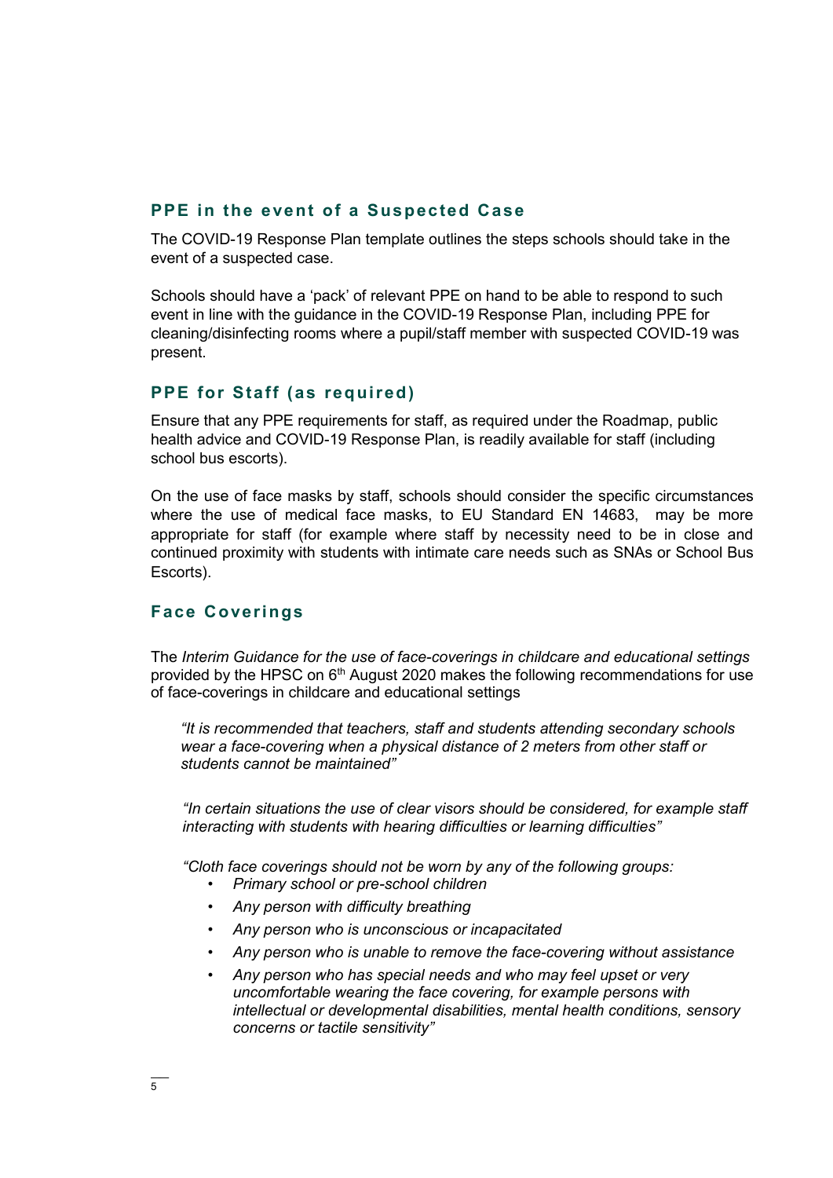## PPE in the event of a Suspected Case

The COVID-19 Response Plan template outlines the steps schools should take in the event of a suspected case.

Schools should have a 'pack' of relevant PPE on hand to be able to respond to such event in line with the guidance in the COVID-19 Response Plan, including PPE for cleaning/disinfecting rooms where a pupil/staff member with suspected COVID-19 was present.

## PPE for Staff (as required)

Ensure that any PPE requirements for staff, as required under the Roadmap, public health advice and COVID-19 Response Plan, is readily available for staff (including school bus escorts).

On the use of face masks by staff, schools should consider the specific circumstances where the use of medical face masks, to EU Standard EN 14683, may be more appropriate for staff (for example where staff by necessity need to be in close and continued proximity with students with intimate care needs such as SNAs or School Bus Escorts).

## Face Coverings

The *Interim Guidance for the use of face-coverings in childcare and educational settings* provided by the HPSC on 6th August 2020 makes the following recommendations for use of face-coverings in childcare and educational settings

> *"It is recommended that teachers, staff and students attending secondary schools wear a face-covering when a physical distance of 2 meters from other staff or students cannot be maintained"*
>
> *"In certain situations the use of clear visors should be considered, for example staff interacting with students with hearing difficulties or learning difficulties"*
>
> *"Cloth face coverings should not be worn by any of the following groups:*
> - *Primary school or pre-school children*
> - *Any person with difficulty breathing*
> - *Any person who is unconscious or incapacitated*
> - *Any person who is unable to remove the face-covering without assistance*
> - *Any person who has special needs and who may feel upset or very uncomfortable wearing the face covering, for example persons with intellectual or developmental disabilities, mental health conditions, sensory concerns or tactile sensitivity"*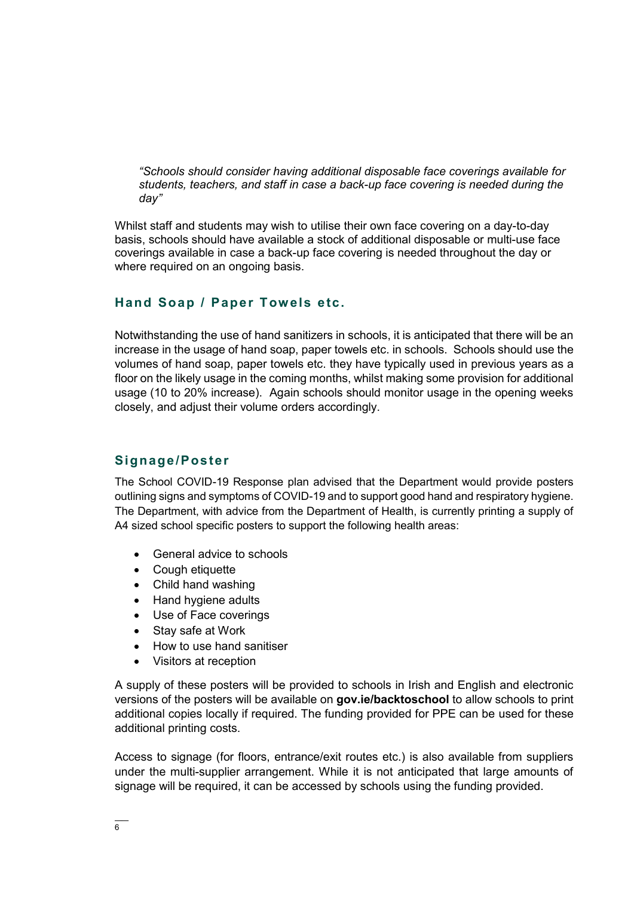*"Schools should consider having additional disposable face coverings available for students, teachers, and staff in case a back-up face covering is needed during the day"*

Whilst staff and students may wish to utilise their own face covering on a day-to-day basis, schools should have available a stock of additional disposable or multi-use face coverings available in case a back-up face covering is needed throughout the day or where required on an ongoing basis.

## Hand Soap / Paper Towels etc.

Notwithstanding the use of hand sanitizers in schools, it is anticipated that there will be an increase in the usage of hand soap, paper towels etc. in schools. Schools should use the volumes of hand soap, paper towels etc. they have typically used in previous years as a floor on the likely usage in the coming months, whilst making some provision for additional usage (10 to 20% increase). Again schools should monitor usage in the opening weeks closely, and adjust their volume orders accordingly.

## Signage/Poster

The School COVID-19 Response plan advised that the Department would provide posters outlining signs and symptoms of COVID-19 and to support good hand and respiratory hygiene. The Department, with advice from the Department of Health, is currently printing a supply of A4 sized school specific posters to support the following health areas:

- General advice to schools
- Cough etiquette
- Child hand washing
- Hand hygiene adults
- Use of Face coverings
- Stay safe at Work
- How to use hand sanitiser
- Visitors at reception

A supply of these posters will be provided to schools in Irish and English and electronic versions of the posters will be available on **gov.ie/backtoschool** to allow schools to print additional copies locally if required. The funding provided for PPE can be used for these additional printing costs.

Access to signage (for floors, entrance/exit routes etc.) is also available from suppliers under the multi-supplier arrangement. While it is not anticipated that large amounts of signage will be required, it can be accessed by schools using the funding provided.